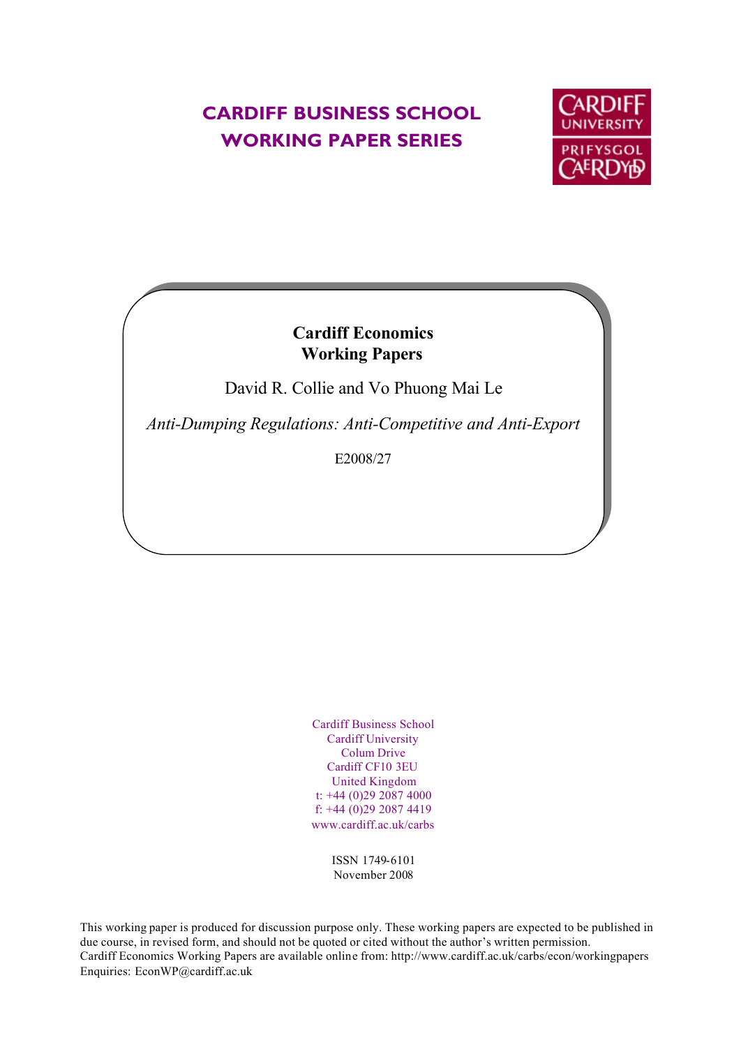# CARDIFF BUSINESS SCHOOL
# WORKING PAPER SERIES

CARDIFF UNIVERSITY
PRIFYSGOL CAERDYD

**Cardiff Economics**
**Working Papers**

David R. Collie and Vo Phuong Mai Le

*Anti-Dumping Regulations: Anti-Competitive and Anti-Export*

E2008/27

Cardiff Business School
Cardiff University
Colum Drive
Cardiff CF10 3EU
United Kingdom
t: +44 (0)29 2087 4000
f: +44 (0)29 2087 4419
www.cardiff.ac.uk/carbs

ISSN 1749-6101
November 2008

This working paper is produced for discussion purpose only. These working papers are expected to be published in due course, in revised form, and should not be quoted or cited without the author's written permission.
Cardiff Economics Working Papers are available online from: http://www.cardiff.ac.uk/carbs/econ/workingpapers
Enquiries: EconWP@cardiff.ac.uk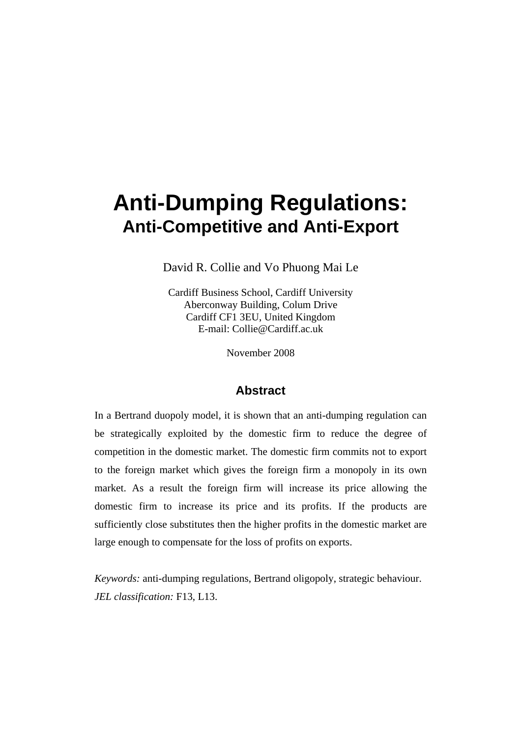# Anti-Dumping Regulations:

## Anti-Competitive and Anti-Export

David R. Collie and Vo Phuong Mai Le

Cardiff Business School, Cardiff University
Aberconway Building, Colum Drive
Cardiff CF1 3EU, United Kingdom
E-mail: Collie@Cardiff.ac.uk

November 2008

### Abstract

In a Bertrand duopoly model, it is shown that an anti-dumping regulation can be strategically exploited by the domestic firm to reduce the degree of competition in the domestic market. The domestic firm commits not to export to the foreign market which gives the foreign firm a monopoly in its own market. As a result the foreign firm will increase its price allowing the domestic firm to increase its price and its profits. If the products are sufficiently close substitutes then the higher profits in the domestic market are large enough to compensate for the loss of profits on exports.

*Keywords:* anti-dumping regulations, Bertrand oligopoly, strategic behaviour.
*JEL classification:* F13, L13.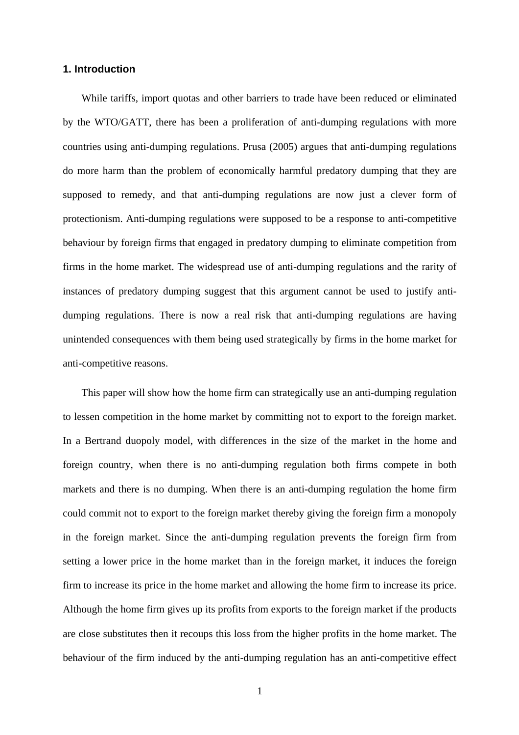## 1. Introduction

While tariffs, import quotas and other barriers to trade have been reduced or eliminated by the WTO/GATT, there has been a proliferation of anti-dumping regulations with more countries using anti-dumping regulations. Prusa (2005) argues that anti-dumping regulations do more harm than the problem of economically harmful predatory dumping that they are supposed to remedy, and that anti-dumping regulations are now just a clever form of protectionism. Anti-dumping regulations were supposed to be a response to anti-competitive behaviour by foreign firms that engaged in predatory dumping to eliminate competition from firms in the home market. The widespread use of anti-dumping regulations and the rarity of instances of predatory dumping suggest that this argument cannot be used to justify anti-dumping regulations. There is now a real risk that anti-dumping regulations are having unintended consequences with them being used strategically by firms in the home market for anti-competitive reasons.

This paper will show how the home firm can strategically use an anti-dumping regulation to lessen competition in the home market by committing not to export to the foreign market. In a Bertrand duopoly model, with differences in the size of the market in the home and foreign country, when there is no anti-dumping regulation both firms compete in both markets and there is no dumping. When there is an anti-dumping regulation the home firm could commit not to export to the foreign market thereby giving the foreign firm a monopoly in the foreign market. Since the anti-dumping regulation prevents the foreign firm from setting a lower price in the home market than in the foreign market, it induces the foreign firm to increase its price in the home market and allowing the home firm to increase its price. Although the home firm gives up its profits from exports to the foreign market if the products are close substitutes then it recoups this loss from the higher profits in the home market. The behaviour of the firm induced by the anti-dumping regulation has an anti-competitive effect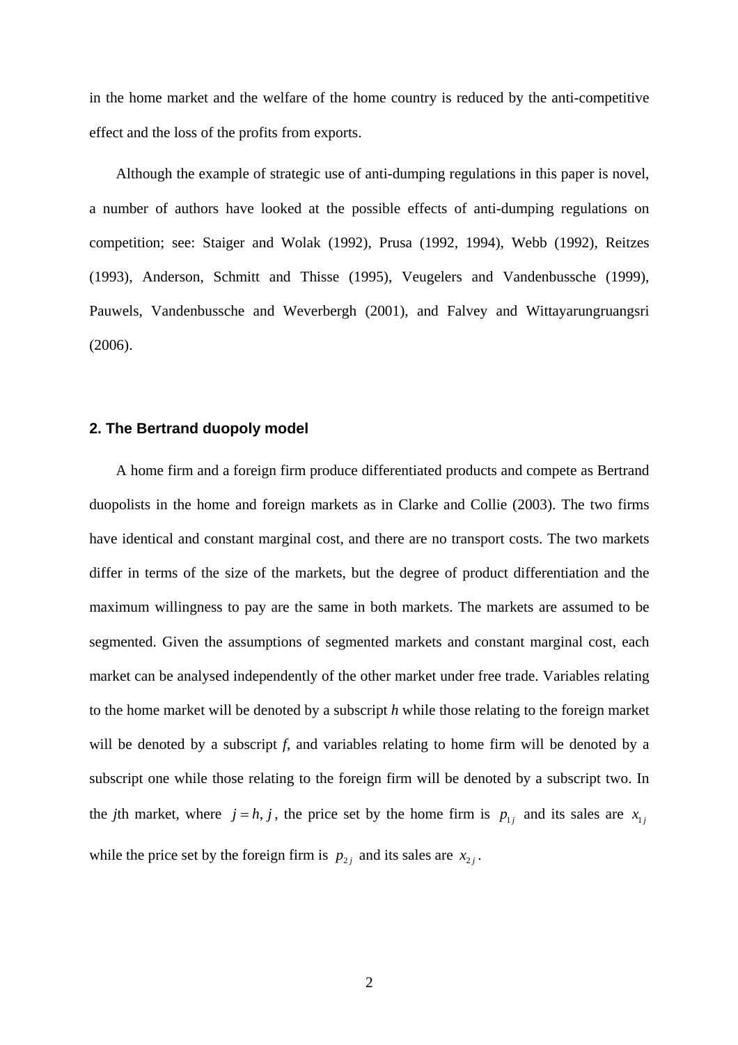in the home market and the welfare of the home country is reduced by the anti-competitive effect and the loss of the profits from exports.

Although the example of strategic use of anti-dumping regulations in this paper is novel, a number of authors have looked at the possible effects of anti-dumping regulations on competition; see: Staiger and Wolak (1992), Prusa (1992, 1994), Webb (1992), Reitzes (1993), Anderson, Schmitt and Thisse (1995), Veugelers and Vandenbussche (1999), Pauwels, Vandenbussche and Weverbergh (2001), and Falvey and Wittayarungruangsri (2006).

## 2. The Bertrand duopoly model

A home firm and a foreign firm produce differentiated products and compete as Bertrand duopolists in the home and foreign markets as in Clarke and Collie (2003). The two firms have identical and constant marginal cost, and there are no transport costs. The two markets differ in terms of the size of the markets, but the degree of product differentiation and the maximum willingness to pay are the same in both markets. The markets are assumed to be segmented. Given the assumptions of segmented markets and constant marginal cost, each market can be analysed independently of the other market under free trade. Variables relating to the home market will be denoted by a subscript *h* while those relating to the foreign market will be denoted by a subscript *f*, and variables relating to home firm will be denoted by a subscript one while those relating to the foreign firm will be denoted by a subscript two. In the *j*th market, where $j = h, j$, the price set by the home firm is $p_{1j}$ and its sales are $x_{1j}$ while the price set by the foreign firm is $p_{2j}$ and its sales are $x_{2j}$.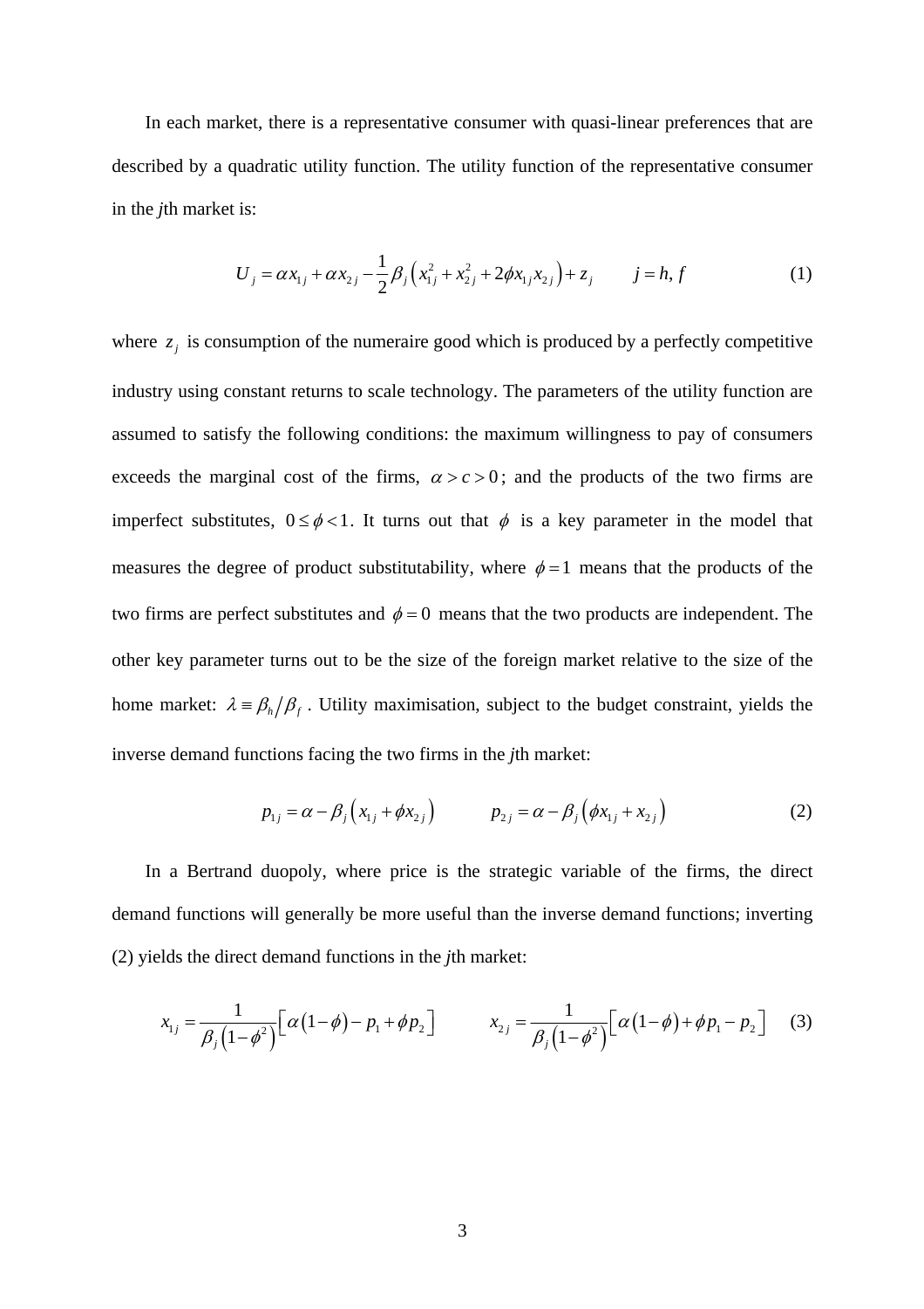In each market, there is a representative consumer with quasi-linear preferences that are described by a quadratic utility function. The utility function of the representative consumer in the *j*th market is:

$$U_j = \alpha x_{1j} + \alpha x_{2j} - \frac{1}{2}\beta_j\left(x_{1j}^2 + x_{2j}^2 + 2\phi x_{1j}x_{2j}\right) + z_j \qquad j = h, f \tag{1}$$

where $z_j$ is consumption of the numeraire good which is produced by a perfectly competitive industry using constant returns to scale technology. The parameters of the utility function are assumed to satisfy the following conditions: the maximum willingness to pay of consumers exceeds the marginal cost of the firms, $\alpha > c > 0$; and the products of the two firms are imperfect substitutes, $0 \le \phi < 1$. It turns out that $\phi$ is a key parameter in the model that measures the degree of product substitutability, where $\phi = 1$ means that the products of the two firms are perfect substitutes and $\phi = 0$ means that the two products are independent. The other key parameter turns out to be the size of the foreign market relative to the size of the home market: $\lambda \equiv \beta_h / \beta_f$. Utility maximisation, subject to the budget constraint, yields the inverse demand functions facing the two firms in the *j*th market:

$$p_{1j} = \alpha - \beta_j\left(x_{1j} + \phi x_{2j}\right) \qquad p_{2j} = \alpha - \beta_j\left(\phi x_{1j} + x_{2j}\right) \tag{2}$$

In a Bertrand duopoly, where price is the strategic variable of the firms, the direct demand functions will generally be more useful than the inverse demand functions; inverting (2) yields the direct demand functions in the *j*th market:

$$x_{1j} = \frac{1}{\beta_j\left(1-\phi^2\right)}\left[\alpha\left(1-\phi\right) - p_1 + \phi p_2\right] \qquad x_{2j} = \frac{1}{\beta_j\left(1-\phi^2\right)}\left[\alpha\left(1-\phi\right) + \phi p_1 - p_2\right] \tag{3}$$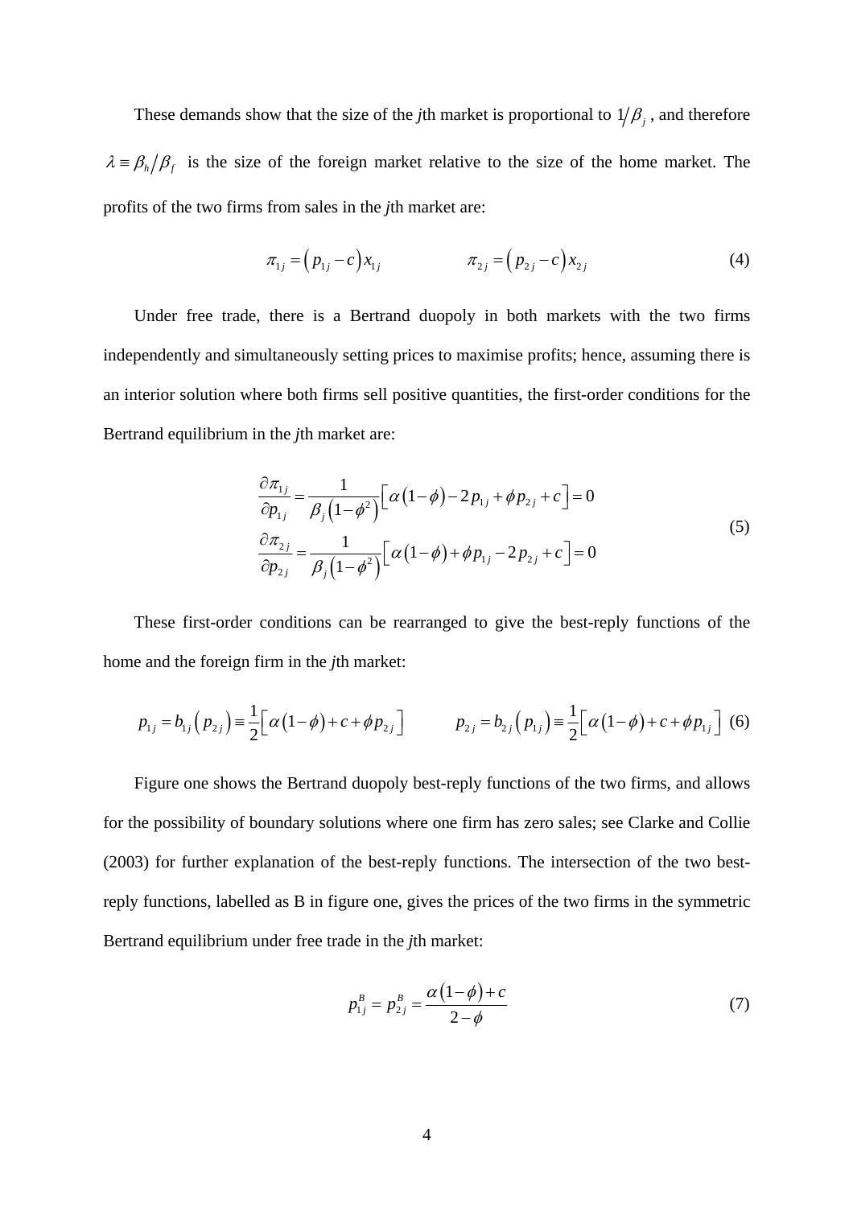These demands show that the size of the *j*th market is proportional to $1/\beta_j$, and therefore $\lambda \equiv \beta_h/\beta_f$ is the size of the foreign market relative to the size of the home market. The profits of the two firms from sales in the *j*th market are:

$$\pi_{1j} = \left(p_{1j} - c\right)x_{1j} \qquad\qquad \pi_{2j} = \left(p_{2j} - c\right)x_{2j} \tag{4}$$

Under free trade, there is a Bertrand duopoly in both markets with the two firms independently and simultaneously setting prices to maximise profits; hence, assuming there is an interior solution where both firms sell positive quantities, the first-order conditions for the Bertrand equilibrium in the *j*th market are:

$$\begin{aligned}
\frac{\partial \pi_{1j}}{\partial p_{1j}} &= \frac{1}{\beta_j\left(1-\phi^2\right)}\left[\alpha\left(1-\phi\right) - 2p_{1j} + \phi p_{2j} + c\right] = 0 \\
\frac{\partial \pi_{2j}}{\partial p_{2j}} &= \frac{1}{\beta_j\left(1-\phi^2\right)}\left[\alpha\left(1-\phi\right) + \phi p_{1j} - 2p_{2j} + c\right] = 0
\end{aligned} \tag{5}$$

These first-order conditions can be rearranged to give the best-reply functions of the home and the foreign firm in the *j*th market:

$$p_{1j} = b_{1j}\left(p_{2j}\right) \equiv \frac{1}{2}\left[\alpha\left(1-\phi\right) + c + \phi p_{2j}\right] \qquad\qquad p_{2j} = b_{2j}\left(p_{1j}\right) \equiv \frac{1}{2}\left[\alpha\left(1-\phi\right) + c + \phi p_{1j}\right] \tag{6}$$

Figure one shows the Bertrand duopoly best-reply functions of the two firms, and allows for the possibility of boundary solutions where one firm has zero sales; see Clarke and Collie (2003) for further explanation of the best-reply functions. The intersection of the two best-reply functions, labelled as B in figure one, gives the prices of the two firms in the symmetric Bertrand equilibrium under free trade in the *j*th market:

$$p_{1j}^B = p_{2j}^B = \frac{\alpha\left(1-\phi\right) + c}{2-\phi} \tag{7}$$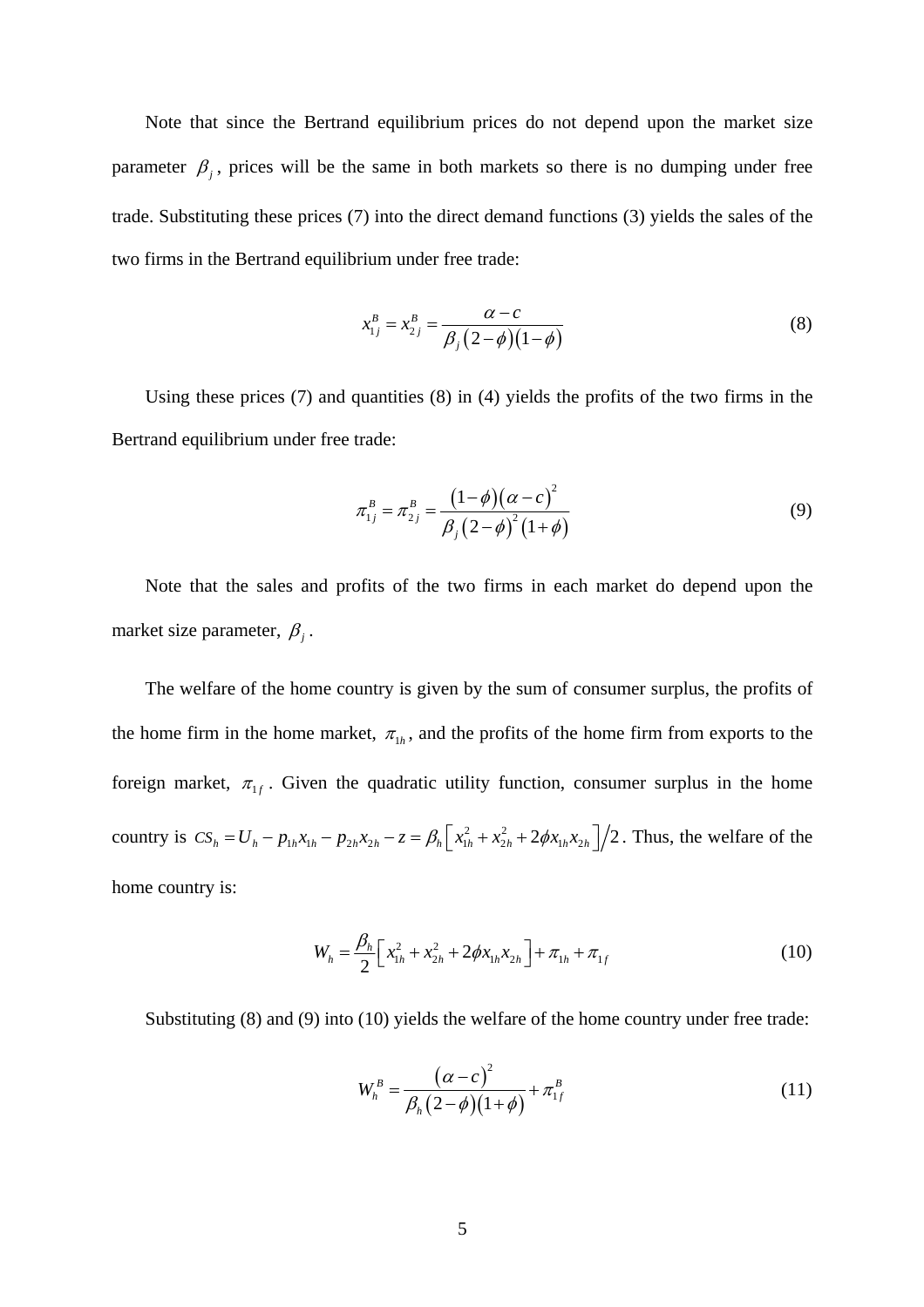Note that since the Bertrand equilibrium prices do not depend upon the market size parameter $\beta_j$, prices will be the same in both markets so there is no dumping under free trade. Substituting these prices (7) into the direct demand functions (3) yields the sales of the two firms in the Bertrand equilibrium under free trade:

$$x_{1j}^B = x_{2j}^B = \frac{\alpha - c}{\beta_j (2-\phi)(1-\phi)} \tag{8}$$

Using these prices (7) and quantities (8) in (4) yields the profits of the two firms in the Bertrand equilibrium under free trade:

$$\pi_{1j}^B = \pi_{2j}^B = \frac{(1-\phi)(\alpha - c)^2}{\beta_j (2-\phi)^2 (1+\phi)} \tag{9}$$

Note that the sales and profits of the two firms in each market do depend upon the market size parameter, $\beta_j$.

The welfare of the home country is given by the sum of consumer surplus, the profits of the home firm in the home market, $\pi_{1h}$, and the profits of the home firm from exports to the foreign market, $\pi_{1f}$. Given the quadratic utility function, consumer surplus in the home country is $CS_h = U_h - p_{1h}x_{1h} - p_{2h}x_{2h} - z = \beta_h \left[ x_{1h}^2 + x_{2h}^2 + 2\phi x_{1h} x_{2h} \right] / 2$. Thus, the welfare of the home country is:

$$W_h = \frac{\beta_h}{2} \left[ x_{1h}^2 + x_{2h}^2 + 2\phi x_{1h} x_{2h} \right] + \pi_{1h} + \pi_{1f} \tag{10}$$

Substituting (8) and (9) into (10) yields the welfare of the home country under free trade:

$$W_h^B = \frac{(\alpha - c)^2}{\beta_h (2-\phi)(1+\phi)} + \pi_{1f}^B \tag{11}$$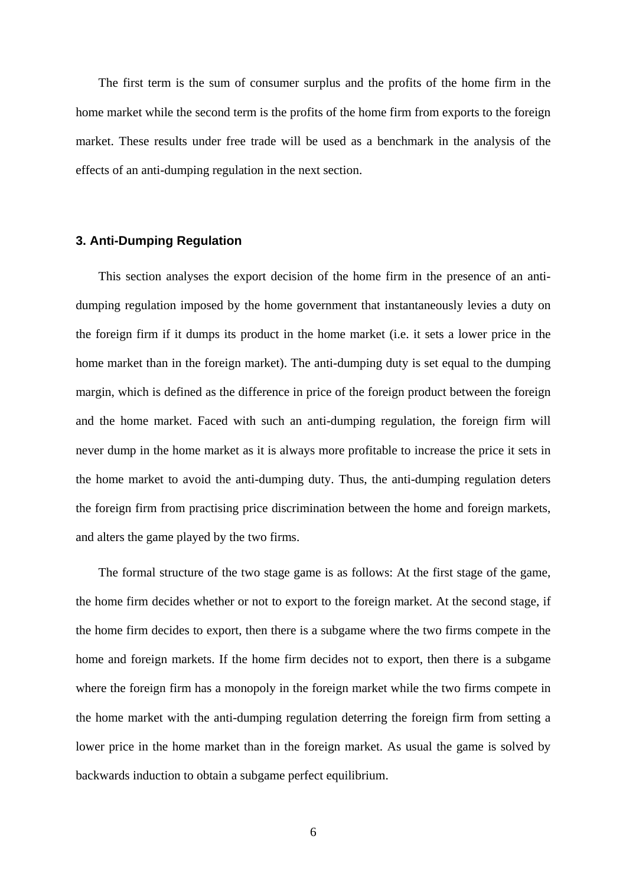The first term is the sum of consumer surplus and the profits of the home firm in the home market while the second term is the profits of the home firm from exports to the foreign market. These results under free trade will be used as a benchmark in the analysis of the effects of an anti-dumping regulation in the next section.

## 3. Anti-Dumping Regulation

This section analyses the export decision of the home firm in the presence of an anti-dumping regulation imposed by the home government that instantaneously levies a duty on the foreign firm if it dumps its product in the home market (i.e. it sets a lower price in the home market than in the foreign market). The anti-dumping duty is set equal to the dumping margin, which is defined as the difference in price of the foreign product between the foreign and the home market. Faced with such an anti-dumping regulation, the foreign firm will never dump in the home market as it is always more profitable to increase the price it sets in the home market to avoid the anti-dumping duty. Thus, the anti-dumping regulation deters the foreign firm from practising price discrimination between the home and foreign markets, and alters the game played by the two firms.

The formal structure of the two stage game is as follows: At the first stage of the game, the home firm decides whether or not to export to the foreign market. At the second stage, if the home firm decides to export, then there is a subgame where the two firms compete in the home and foreign markets. If the home firm decides not to export, then there is a subgame where the foreign firm has a monopoly in the foreign market while the two firms compete in the home market with the anti-dumping regulation deterring the foreign firm from setting a lower price in the home market than in the foreign market. As usual the game is solved by backwards induction to obtain a subgame perfect equilibrium.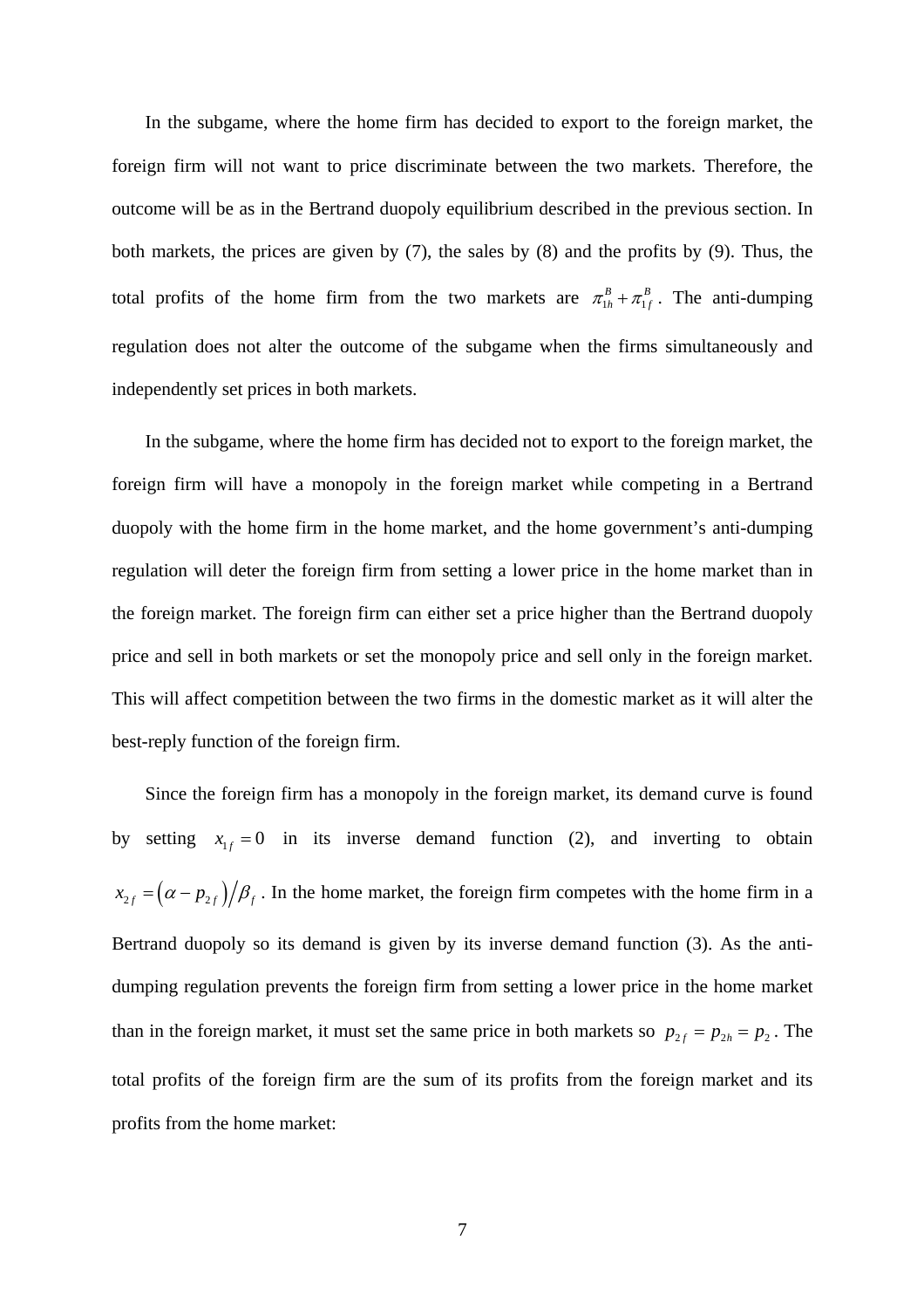In the subgame, where the home firm has decided to export to the foreign market, the foreign firm will not want to price discriminate between the two markets. Therefore, the outcome will be as in the Bertrand duopoly equilibrium described in the previous section. In both markets, the prices are given by (7), the sales by (8) and the profits by (9). Thus, the total profits of the home firm from the two markets are $\pi_{1h}^{B} + \pi_{1f}^{B}$. The anti-dumping regulation does not alter the outcome of the subgame when the firms simultaneously and independently set prices in both markets.

In the subgame, where the home firm has decided not to export to the foreign market, the foreign firm will have a monopoly in the foreign market while competing in a Bertrand duopoly with the home firm in the home market, and the home government's anti-dumping regulation will deter the foreign firm from setting a lower price in the home market than in the foreign market. The foreign firm can either set a price higher than the Bertrand duopoly price and sell in both markets or set the monopoly price and sell only in the foreign market. This will affect competition between the two firms in the domestic market as it will alter the best-reply function of the foreign firm.

Since the foreign firm has a monopoly in the foreign market, its demand curve is found by setting $x_{1f} = 0$ in its inverse demand function (2), and inverting to obtain $x_{2f} = \left(\alpha - p_{2f}\right)/\beta_f$. In the home market, the foreign firm competes with the home firm in a Bertrand duopoly so its demand is given by its inverse demand function (3). As the anti-dumping regulation prevents the foreign firm from setting a lower price in the home market than in the foreign market, it must set the same price in both markets so $p_{2f} = p_{2h} = p_2$. The total profits of the foreign firm are the sum of its profits from the foreign market and its profits from the home market: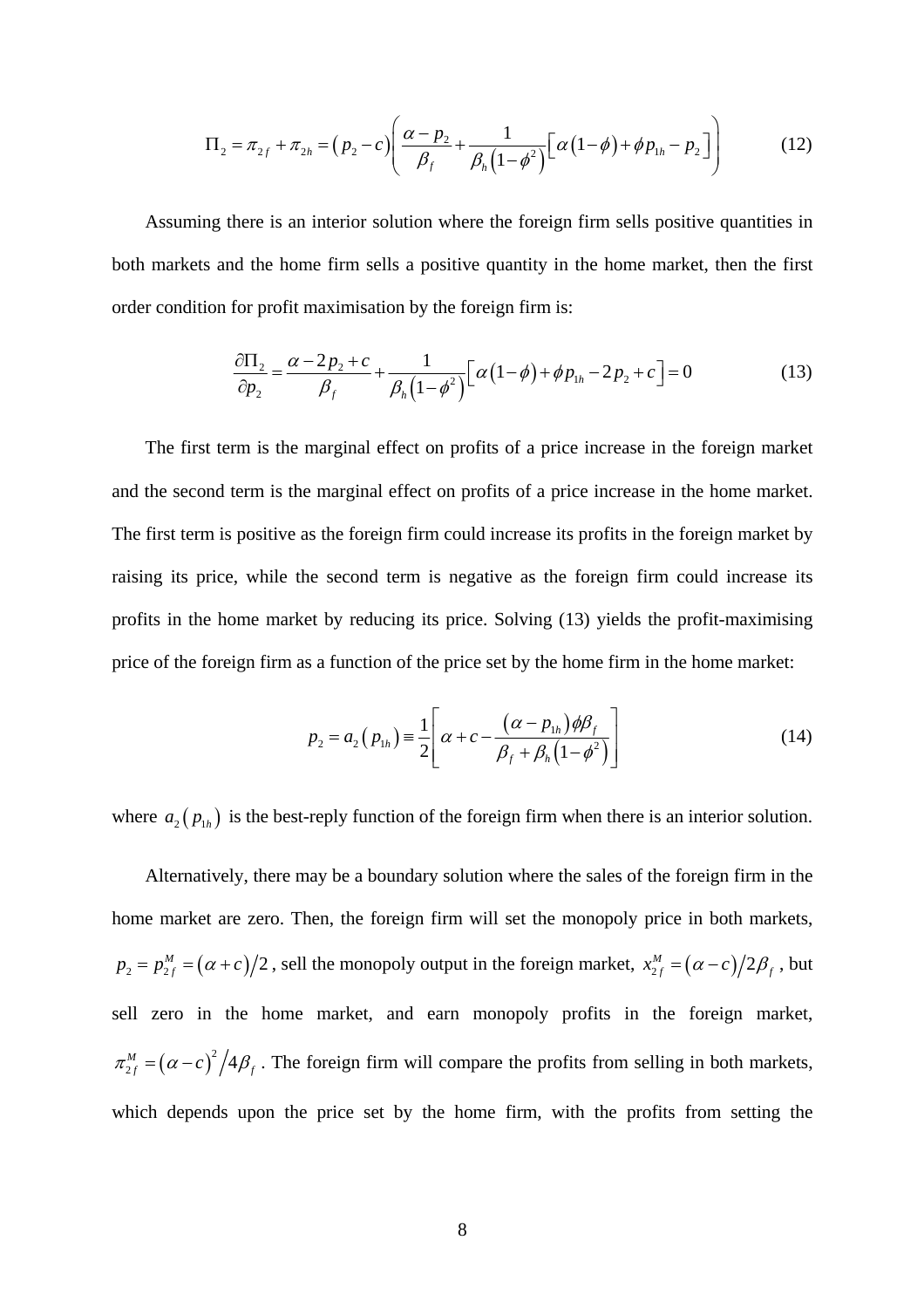$$\Pi_2 = \pi_{2f} + \pi_{2h} = \left(p_2 - c\right)\left(\frac{\alpha - p_2}{\beta_f} + \frac{1}{\beta_h\left(1-\phi^2\right)}\left[\alpha\left(1-\phi\right) + \phi p_{1h} - p_2\right]\right) \tag{12}$$

Assuming there is an interior solution where the foreign firm sells positive quantities in both markets and the home firm sells a positive quantity in the home market, then the first order condition for profit maximisation by the foreign firm is:

$$\frac{\partial \Pi_2}{\partial p_2} = \frac{\alpha - 2p_2 + c}{\beta_f} + \frac{1}{\beta_h\left(1-\phi^2\right)}\left[\alpha\left(1-\phi\right) + \phi p_{1h} - 2p_2 + c\right] = 0 \tag{13}$$

The first term is the marginal effect on profits of a price increase in the foreign market and the second term is the marginal effect on profits of a price increase in the home market. The first term is positive as the foreign firm could increase its profits in the foreign market by raising its price, while the second term is negative as the foreign firm could increase its profits in the home market by reducing its price. Solving (13) yields the profit-maximising price of the foreign firm as a function of the price set by the home firm in the home market:

$$p_2 = a_2\left(p_{1h}\right) \equiv \frac{1}{2}\left[\alpha + c - \frac{\left(\alpha - p_{1h}\right)\phi\beta_f}{\beta_f + \beta_h\left(1-\phi^2\right)}\right] \tag{14}$$

where $a_2\left(p_{1h}\right)$ is the best-reply function of the foreign firm when there is an interior solution.

Alternatively, there may be a boundary solution where the sales of the foreign firm in the home market are zero. Then, the foreign firm will set the monopoly price in both markets, $p_2 = p_{2f}^M = \left(\alpha + c\right)/2$, sell the monopoly output in the foreign market, $x_{2f}^M = \left(\alpha - c\right)/2\beta_f$, but sell zero in the home market, and earn monopoly profits in the foreign market, $\pi_{2f}^M = \left(\alpha - c\right)^2/4\beta_f$. The foreign firm will compare the profits from selling in both markets, which depends upon the price set by the home firm, with the profits from setting the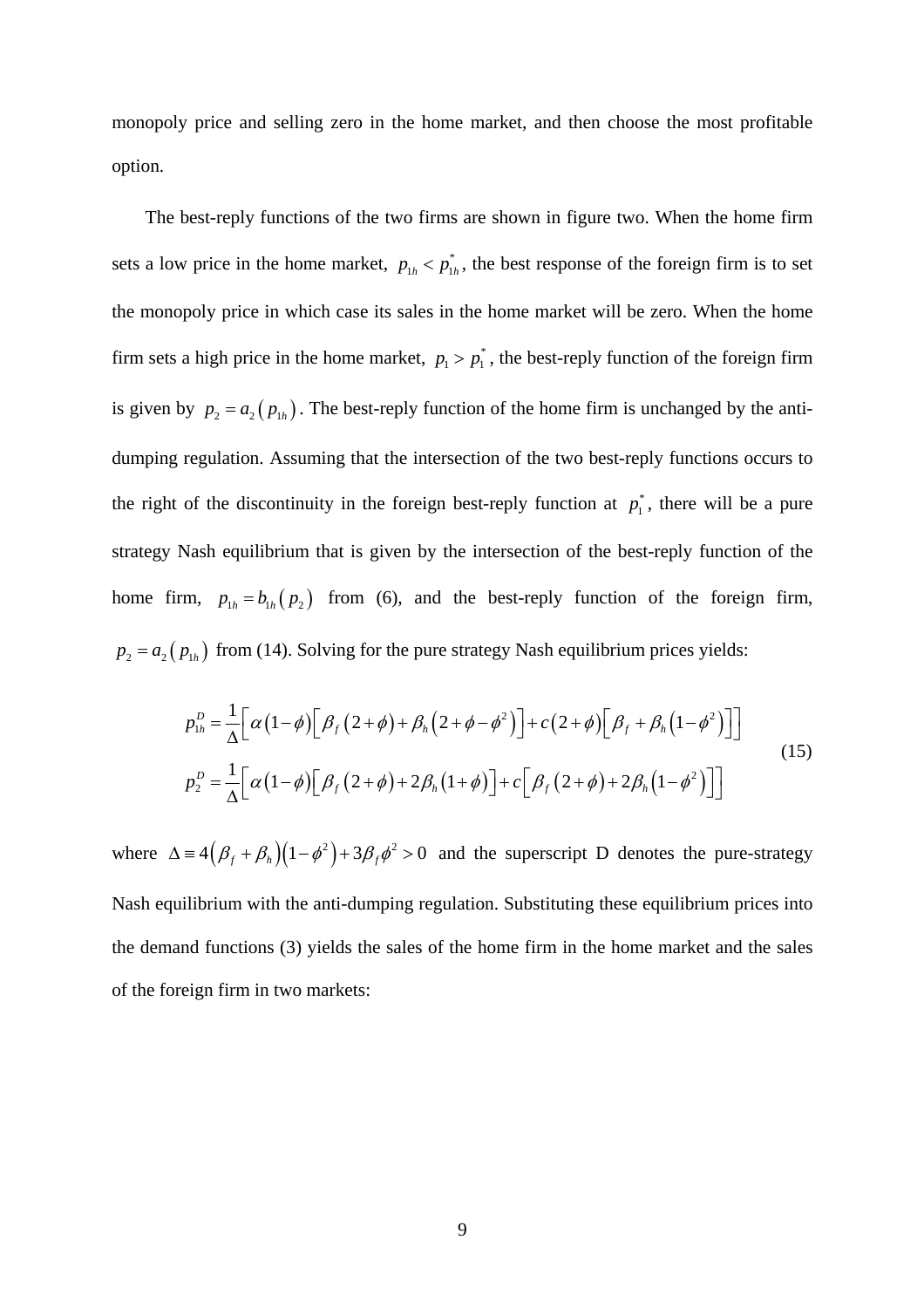monopoly price and selling zero in the home market, and then choose the most profitable option.

The best-reply functions of the two firms are shown in figure two. When the home firm sets a low price in the home market, $p_{1h} < p_{1h}^{*}$, the best response of the foreign firm is to set the monopoly price in which case its sales in the home market will be zero. When the home firm sets a high price in the home market, $p_1 > p_1^{*}$, the best-reply function of the foreign firm is given by $p_2 = a_2\left(p_{1h}\right)$. The best-reply function of the home firm is unchanged by the anti-dumping regulation. Assuming that the intersection of the two best-reply functions occurs to the right of the discontinuity in the foreign best-reply function at $p_1^{*}$, there will be a pure strategy Nash equilibrium that is given by the intersection of the best-reply function of the home firm, $p_{1h} = b_{1h}\left(p_2\right)$ from (6), and the best-reply function of the foreign firm, $p_2 = a_2\left(p_{1h}\right)$ from (14). Solving for the pure strategy Nash equilibrium prices yields:

$$
\begin{aligned}
p_{1h}^{D} &= \frac{1}{\Delta}\Big[\alpha\left(1-\phi\right)\Big[\beta_f\left(2+\phi\right)+\beta_h\left(2+\phi-\phi^2\right)\Big]+c\left(2+\phi\right)\Big[\beta_f+\beta_h\left(1-\phi^2\right)\Big]\Big] \\
p_{2}^{D} &= \frac{1}{\Delta}\Big[\alpha\left(1-\phi\right)\Big[\beta_f\left(2+\phi\right)+2\beta_h\left(1+\phi\right)\Big]+c\Big[\beta_f\left(2+\phi\right)+2\beta_h\left(1-\phi^2\right)\Big]\Big]
\end{aligned}
\tag{15}
$$

where $\Delta \equiv 4\left(\beta_f+\beta_h\right)\left(1-\phi^2\right)+3\beta_f\phi^2 > 0$ and the superscript D denotes the pure-strategy Nash equilibrium with the anti-dumping regulation. Substituting these equilibrium prices into the demand functions (3) yields the sales of the home firm in the home market and the sales of the foreign firm in two markets: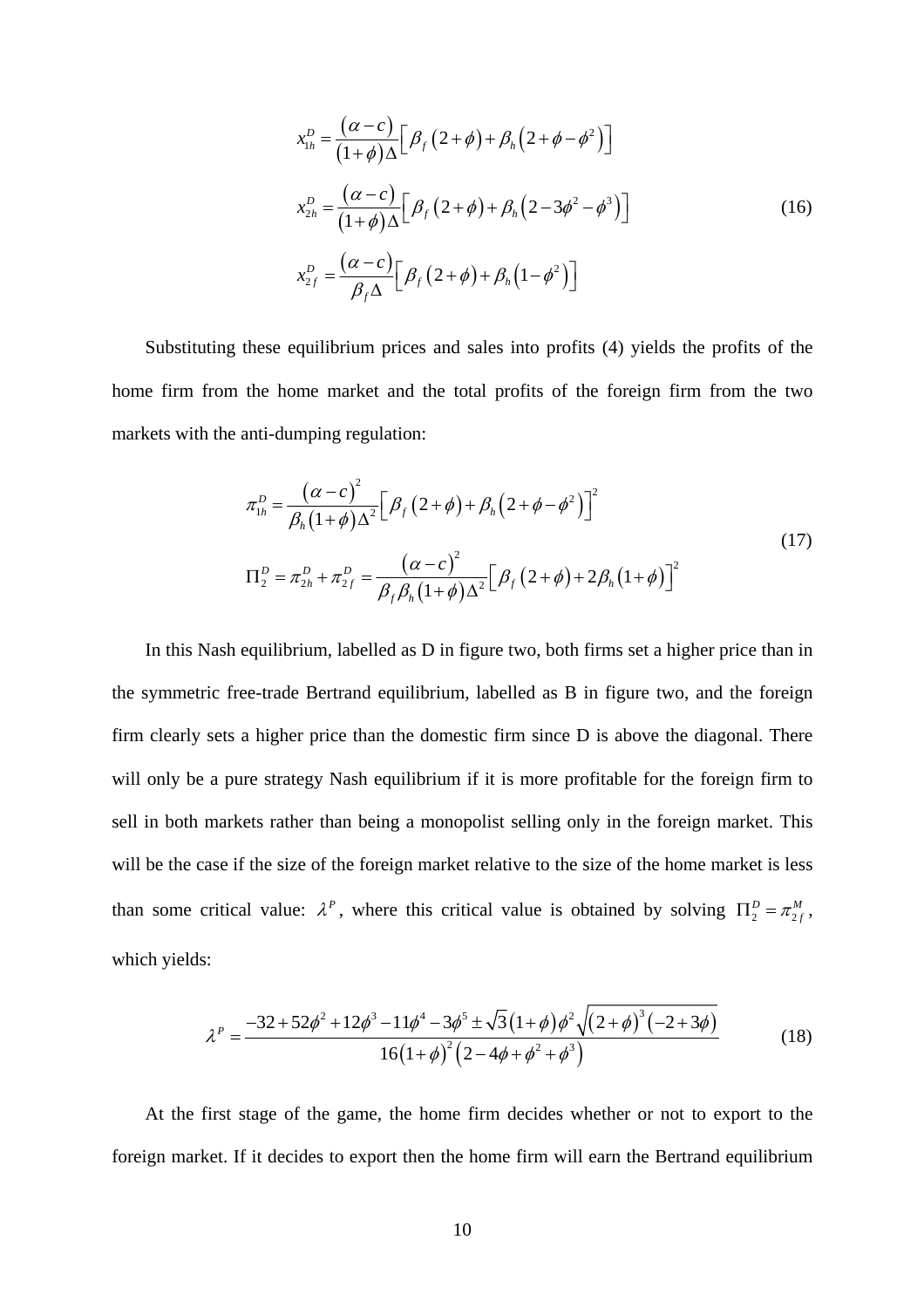$$
\begin{aligned}
x_{1h}^{D} &= \frac{(\alpha - c)}{(1+\phi)\Delta}\left[\beta_f (2+\phi) + \beta_h \left(2+\phi-\phi^2\right)\right] \\
x_{2h}^{D} &= \frac{(\alpha - c)}{(1+\phi)\Delta}\left[\beta_f (2+\phi) + \beta_h \left(2-3\phi^2-\phi^3\right)\right] \\
x_{2f}^{D} &= \frac{(\alpha - c)}{\beta_f \Delta}\left[\beta_f (2+\phi) + \beta_h \left(1-\phi^2\right)\right]
\end{aligned}
\tag{16}
$$

Substituting these equilibrium prices and sales into profits (4) yields the profits of the home firm from the home market and the total profits of the foreign firm from the two markets with the anti-dumping regulation:

$$
\begin{aligned}
\pi_{1h}^{D} &= \frac{(\alpha - c)^2}{\beta_h (1+\phi)\Delta^2}\left[\beta_f (2+\phi) + \beta_h \left(2+\phi-\phi^2\right)\right]^2 \\
\Pi_2^{D} = \pi_{2h}^{D} + \pi_{2f}^{D} &= \frac{(\alpha - c)^2}{\beta_f \beta_h (1+\phi)\Delta^2}\left[\beta_f (2+\phi) + 2\beta_h (1+\phi)\right]^2
\end{aligned}
\tag{17}
$$

In this Nash equilibrium, labelled as D in figure two, both firms set a higher price than in the symmetric free-trade Bertrand equilibrium, labelled as B in figure two, and the foreign firm clearly sets a higher price than the domestic firm since D is above the diagonal. There will only be a pure strategy Nash equilibrium if it is more profitable for the foreign firm to sell in both markets rather than being a monopolist selling only in the foreign market. This will be the case if the size of the foreign market relative to the size of the home market is less than some critical value: $\lambda^P$, where this critical value is obtained by solving $\Pi_2^D = \pi_{2f}^M$, which yields:

$$
\lambda^P = \frac{-32 + 52\phi^2 + 12\phi^3 - 11\phi^4 - 3\phi^5 \pm \sqrt{3}(1+\phi)\phi^2\sqrt{(2+\phi)^3(-2+3\phi)}}{16(1+\phi)^2\left(2-4\phi+\phi^2+\phi^3\right)}
\tag{18}
$$

At the first stage of the game, the home firm decides whether or not to export to the foreign market. If it decides to export then the home firm will earn the Bertrand equilibrium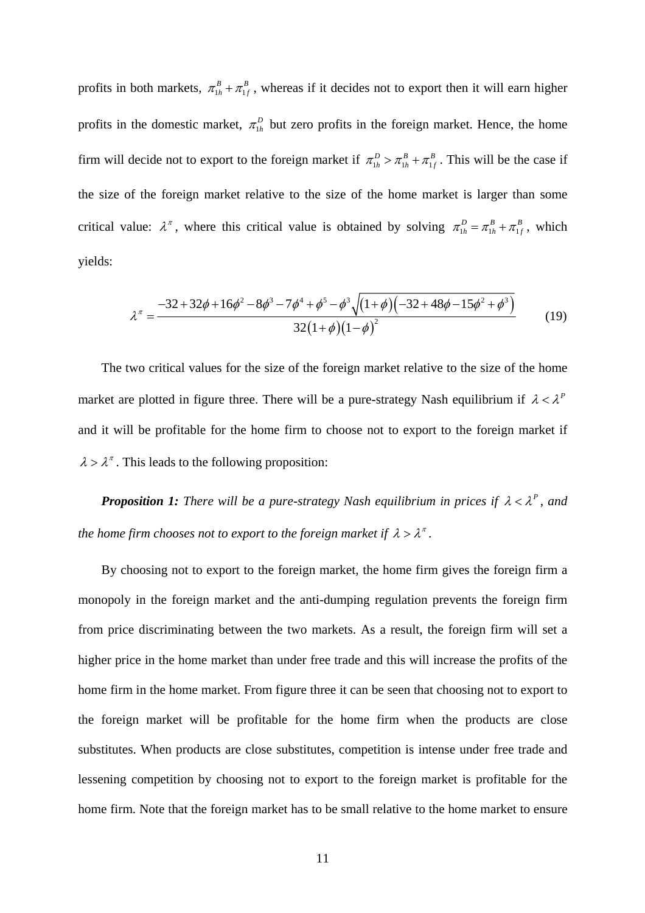profits in both markets, $\pi_{1h}^{B}+\pi_{1f}^{B}$, whereas if it decides not to export then it will earn higher profits in the domestic market, $\pi_{1h}^{D}$ but zero profits in the foreign market. Hence, the home firm will decide not to export to the foreign market if $\pi_{1h}^{D}>\pi_{1h}^{B}+\pi_{1f}^{B}$. This will be the case if the size of the foreign market relative to the size of the home market is larger than some critical value: $\lambda^{\pi}$, where this critical value is obtained by solving $\pi_{1h}^{D}=\pi_{1h}^{B}+\pi_{1f}^{B}$, which yields:

$$\lambda^{\pi}=\frac{-32+32\phi+16\phi^{2}-8\phi^{3}-7\phi^{4}+\phi^{5}-\phi^{3}\sqrt{(1+\phi)\left(-32+48\phi-15\phi^{2}+\phi^{3}\right)}}{32(1+\phi)(1-\phi)^{2}} \tag{19}$$

The two critical values for the size of the foreign market relative to the size of the home market are plotted in figure three. There will be a pure-strategy Nash equilibrium if $\lambda<\lambda^{P}$ and it will be profitable for the home firm to choose not to export to the foreign market if $\lambda>\lambda^{\pi}$. This leads to the following proposition:

***Proposition 1:*** *There will be a pure-strategy Nash equilibrium in prices if $\lambda<\lambda^{P}$, and the home firm chooses not to export to the foreign market if $\lambda>\lambda^{\pi}$.*

By choosing not to export to the foreign market, the home firm gives the foreign firm a monopoly in the foreign market and the anti-dumping regulation prevents the foreign firm from price discriminating between the two markets. As a result, the foreign firm will set a higher price in the home market than under free trade and this will increase the profits of the home firm in the home market. From figure three it can be seen that choosing not to export to the foreign market will be profitable for the home firm when the products are close substitutes. When products are close substitutes, competition is intense under free trade and lessening competition by choosing not to export to the foreign market is profitable for the home firm. Note that the foreign market has to be small relative to the home market to ensure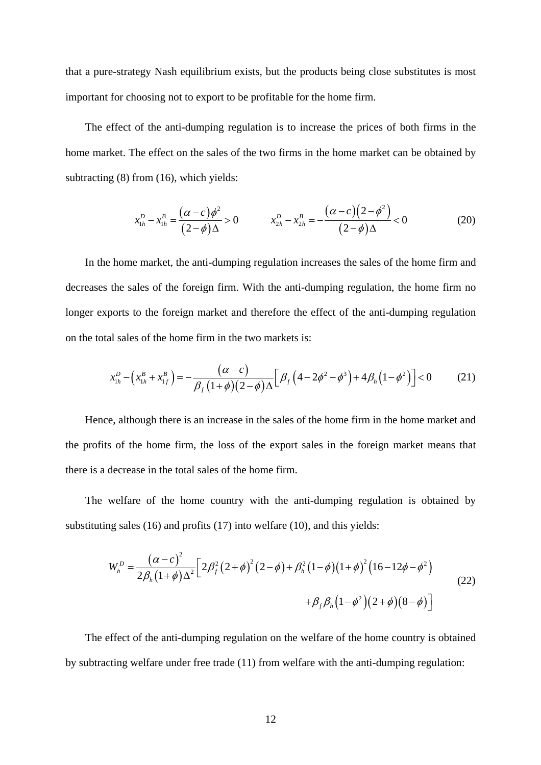that a pure-strategy Nash equilibrium exists, but the products being close substitutes is most important for choosing not to export to be profitable for the home firm.

The effect of the anti-dumping regulation is to increase the prices of both firms in the home market. The effect on the sales of the two firms in the home market can be obtained by subtracting (8) from (16), which yields:

$$x_{1h}^{D} - x_{1h}^{B} = \frac{(\alpha - c)\phi^{2}}{(2-\phi)\Delta} > 0 \qquad x_{2h}^{D} - x_{2h}^{B} = -\frac{(\alpha - c)(2-\phi^{2})}{(2-\phi)\Delta} < 0 \tag{20}$$

In the home market, the anti-dumping regulation increases the sales of the home firm and decreases the sales of the foreign firm. With the anti-dumping regulation, the home firm no longer exports to the foreign market and therefore the effect of the anti-dumping regulation on the total sales of the home firm in the two markets is:

$$x_{1h}^{D} - \left(x_{1h}^{B} + x_{1f}^{B}\right) = -\frac{(\alpha - c)}{\beta_{f}(1+\phi)(2-\phi)\Delta}\left[\beta_{f}\left(4-2\phi^{2}-\phi^{3}\right)+4\beta_{h}\left(1-\phi^{2}\right)\right] < 0 \tag{21}$$

Hence, although there is an increase in the sales of the home firm in the home market and the profits of the home firm, the loss of the export sales in the foreign market means that there is a decrease in the total sales of the home firm.

The welfare of the home country with the anti-dumping regulation is obtained by substituting sales (16) and profits (17) into welfare (10), and this yields:

$$W_{h}^{D} = \frac{(\alpha - c)^{2}}{2\beta_{h}(1+\phi)\Delta^{2}}\Big[2\beta_{f}^{2}(2+\phi)^{2}(2-\phi)+\beta_{h}^{2}(1-\phi)(1+\phi)^{2}\left(16-12\phi-\phi^{2}\right) + \beta_{f}\beta_{h}\left(1-\phi^{2}\right)(2+\phi)(8-\phi)\Big] \tag{22}$$

The effect of the anti-dumping regulation on the welfare of the home country is obtained by subtracting welfare under free trade (11) from welfare with the anti-dumping regulation: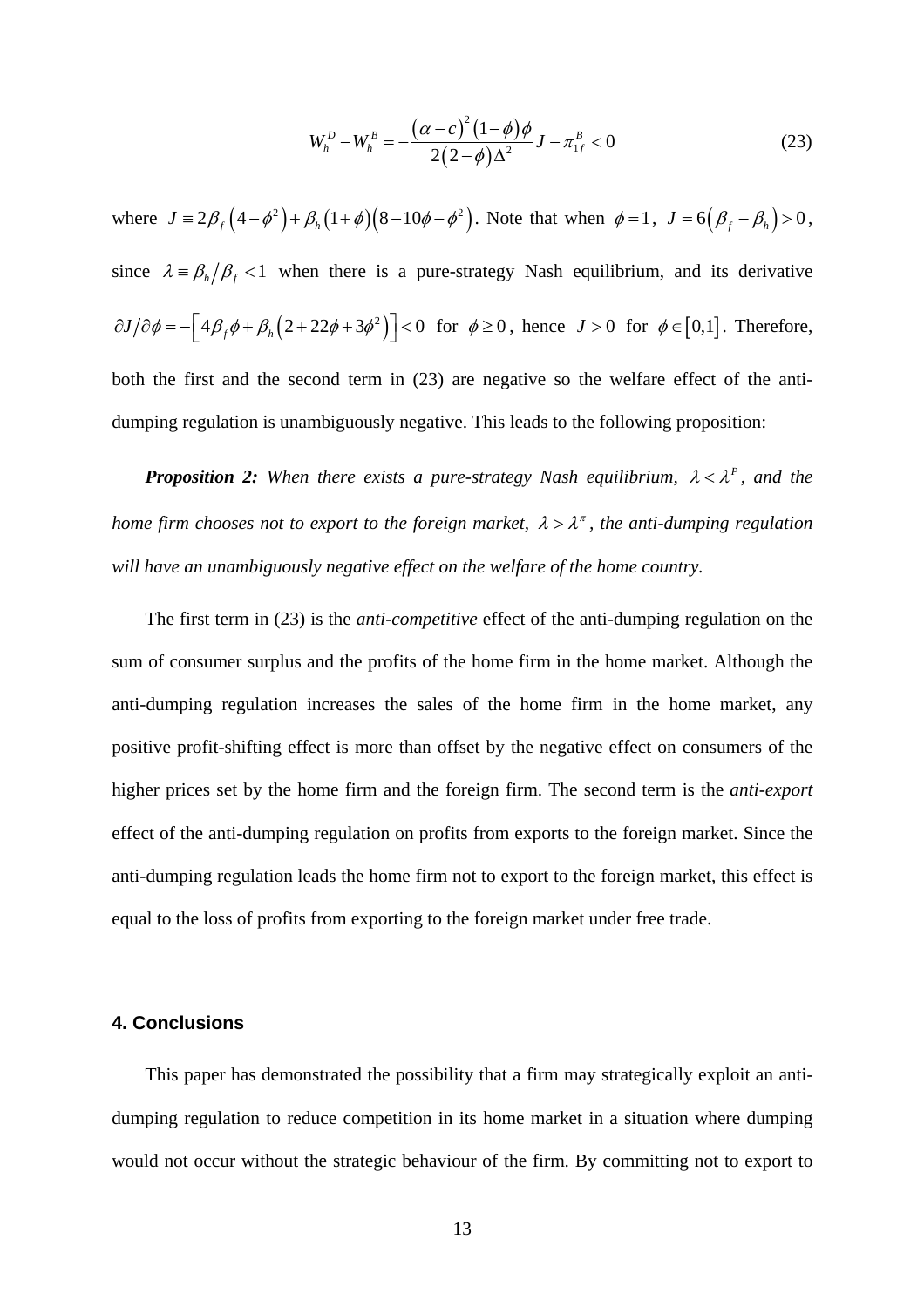$$W_h^D - W_h^B = -\frac{(\alpha - c)^2 (1-\phi)\phi}{2(2-\phi)\Delta^2} J - \pi_{1f}^B < 0 \tag{23}$$

where $J \equiv 2\beta_f\left(4-\phi^2\right)+\beta_h\left(1+\phi\right)\left(8-10\phi-\phi^2\right)$. Note that when $\phi=1$, $J=6\left(\beta_f-\beta_h\right)>0$, since $\lambda \equiv \beta_h/\beta_f < 1$ when there is a pure-strategy Nash equilibrium, and its derivative $\partial J/\partial\phi = -\left[4\beta_f\phi+\beta_h\left(2+22\phi+3\phi^2\right)\right]<0$ for $\phi \geq 0$, hence $J>0$ for $\phi \in [0,1]$. Therefore, both the first and the second term in (23) are negative so the welfare effect of the anti-dumping regulation is unambiguously negative. This leads to the following proposition:

***Proposition 2:*** *When there exists a pure-strategy Nash equilibrium, $\lambda < \lambda^P$, and the home firm chooses not to export to the foreign market, $\lambda > \lambda^\pi$, the anti-dumping regulation will have an unambiguously negative effect on the welfare of the home country.*

The first term in (23) is the *anti-competitive* effect of the anti-dumping regulation on the sum of consumer surplus and the profits of the home firm in the home market. Although the anti-dumping regulation increases the sales of the home firm in the home market, any positive profit-shifting effect is more than offset by the negative effect on consumers of the higher prices set by the home firm and the foreign firm. The second term is the *anti-export* effect of the anti-dumping regulation on profits from exports to the foreign market. Since the anti-dumping regulation leads the home firm not to export to the foreign market, this effect is equal to the loss of profits from exporting to the foreign market under free trade.

## 4. Conclusions

This paper has demonstrated the possibility that a firm may strategically exploit an anti-dumping regulation to reduce competition in its home market in a situation where dumping would not occur without the strategic behaviour of the firm. By committing not to export to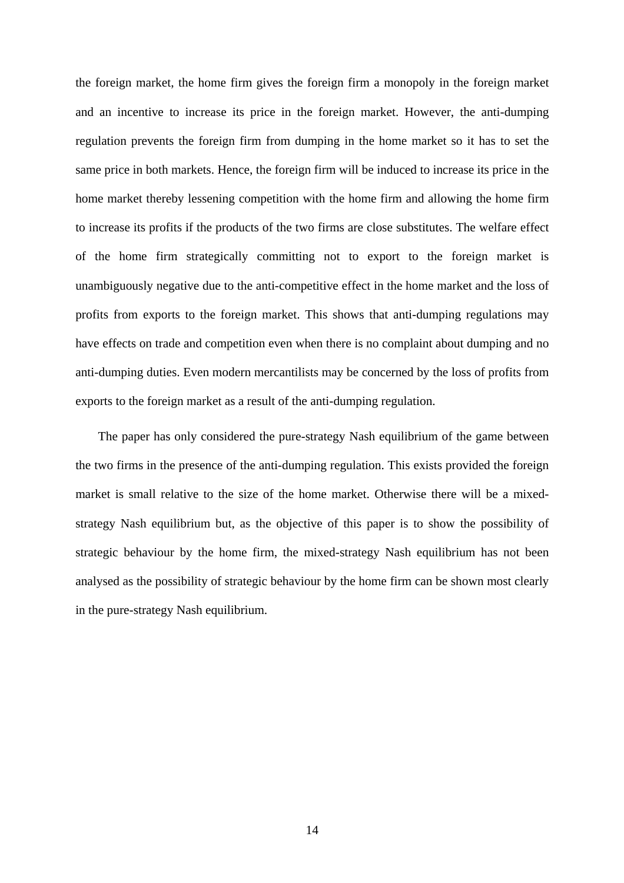the foreign market, the home firm gives the foreign firm a monopoly in the foreign market and an incentive to increase its price in the foreign market. However, the anti-dumping regulation prevents the foreign firm from dumping in the home market so it has to set the same price in both markets. Hence, the foreign firm will be induced to increase its price in the home market thereby lessening competition with the home firm and allowing the home firm to increase its profits if the products of the two firms are close substitutes. The welfare effect of the home firm strategically committing not to export to the foreign market is unambiguously negative due to the anti-competitive effect in the home market and the loss of profits from exports to the foreign market. This shows that anti-dumping regulations may have effects on trade and competition even when there is no complaint about dumping and no anti-dumping duties. Even modern mercantilists may be concerned by the loss of profits from exports to the foreign market as a result of the anti-dumping regulation.

The paper has only considered the pure-strategy Nash equilibrium of the game between the two firms in the presence of the anti-dumping regulation. This exists provided the foreign market is small relative to the size of the home market. Otherwise there will be a mixed-strategy Nash equilibrium but, as the objective of this paper is to show the possibility of strategic behaviour by the home firm, the mixed-strategy Nash equilibrium has not been analysed as the possibility of strategic behaviour by the home firm can be shown most clearly in the pure-strategy Nash equilibrium.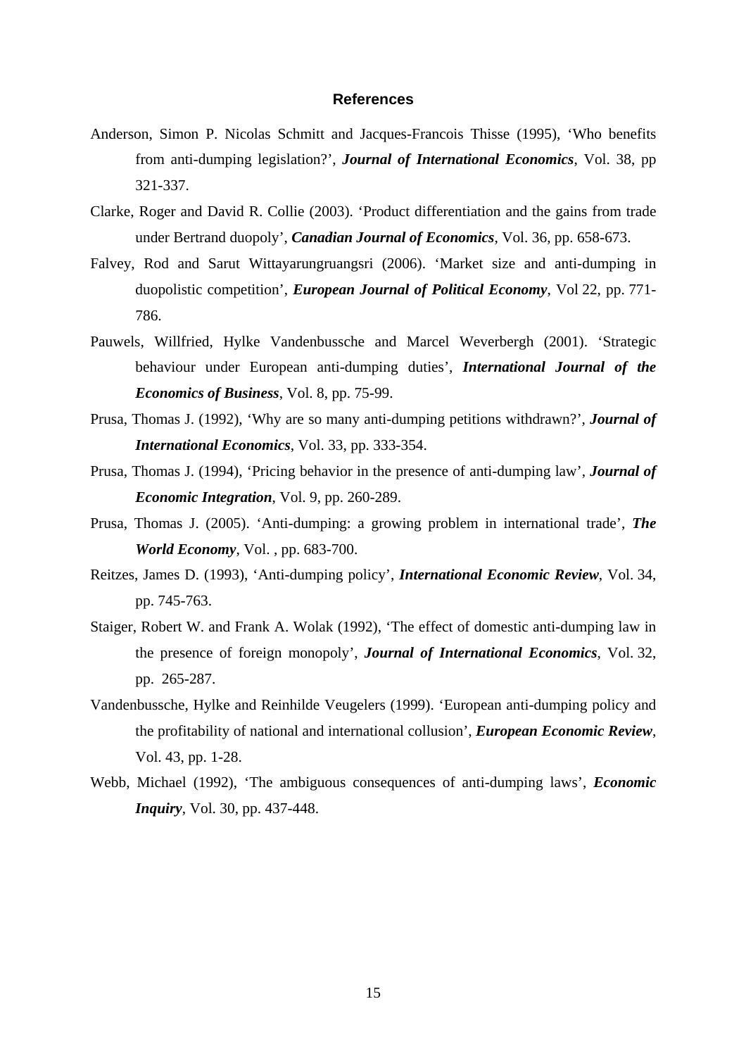# References

Anderson, Simon P. Nicolas Schmitt and Jacques-Francois Thisse (1995), 'Who benefits from anti-dumping legislation?', ***Journal of International Economics***, Vol. 38, pp 321-337.

Clarke, Roger and David R. Collie (2003). 'Product differentiation and the gains from trade under Bertrand duopoly', ***Canadian Journal of Economics***, Vol. 36, pp. 658-673.

Falvey, Rod and Sarut Wittayarungruangsri (2006). 'Market size and anti-dumping in duopolistic competition', ***European Journal of Political Economy***, Vol 22, pp. 771-786.

Pauwels, Willfried, Hylke Vandenbussche and Marcel Weverbergh (2001). 'Strategic behaviour under European anti-dumping duties', ***International Journal of the Economics of Business***, Vol. 8, pp. 75-99.

Prusa, Thomas J. (1992), 'Why are so many anti-dumping petitions withdrawn?', ***Journal of International Economics***, Vol. 33, pp. 333-354.

Prusa, Thomas J. (1994), 'Pricing behavior in the presence of anti-dumping law', ***Journal of Economic Integration***, Vol. 9, pp. 260-289.

Prusa, Thomas J. (2005). 'Anti-dumping: a growing problem in international trade', ***The World Economy***, Vol. , pp. 683-700.

Reitzes, James D. (1993), 'Anti-dumping policy', ***International Economic Review***, Vol. 34, pp. 745-763.

Staiger, Robert W. and Frank A. Wolak (1992), 'The effect of domestic anti-dumping law in the presence of foreign monopoly', ***Journal of International Economics***, Vol. 32, pp. 265-287.

Vandenbussche, Hylke and Reinhilde Veugelers (1999). 'European anti-dumping policy and the profitability of national and international collusion', ***European Economic Review***, Vol. 43, pp. 1-28.

Webb, Michael (1992), 'The ambiguous consequences of anti-dumping laws', ***Economic Inquiry***, Vol. 30, pp. 437-448.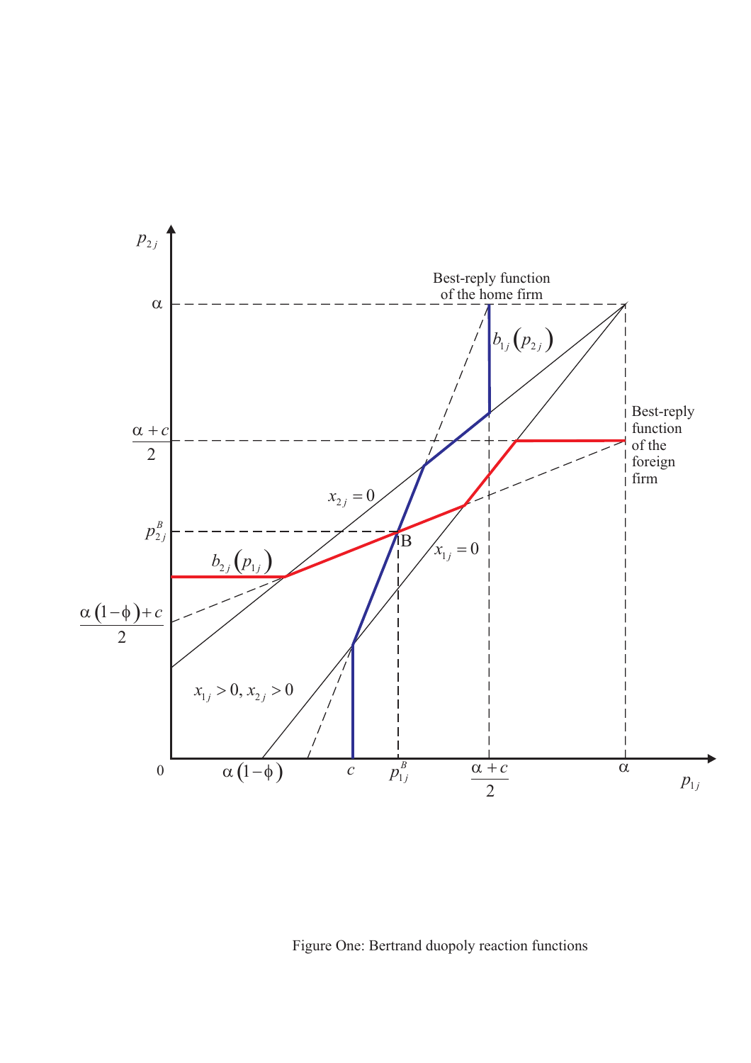Figure One: Bertrand duopoly reaction functions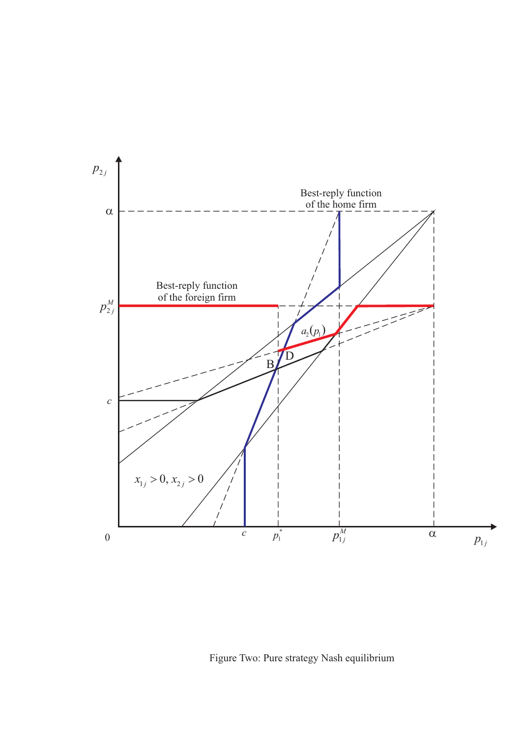Figure Two: Pure strategy Nash equilibrium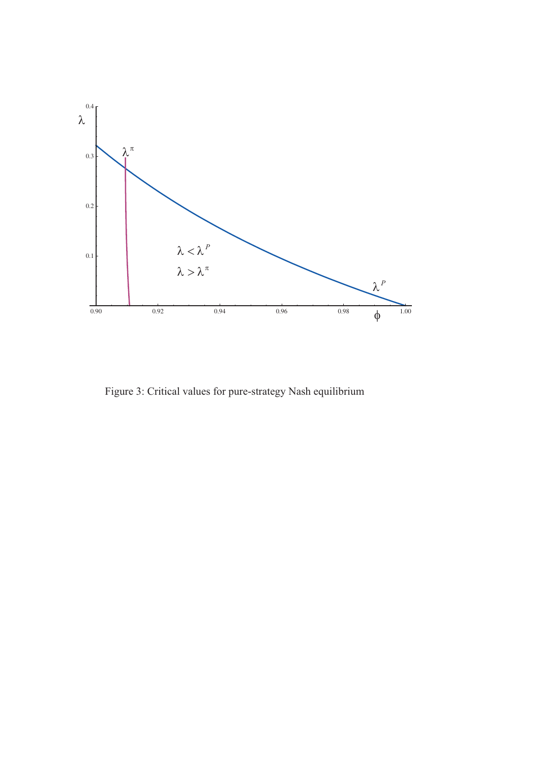0.4

$\lambda$

0.3

0.2

0.1

$\lambda^{\pi}$

$\lambda < \lambda^{P}$

$\lambda > \lambda^{\pi}$

$\lambda^{P}$

0.90

0.92

0.94

0.96

0.98

1.00

$\phi$

Figure 3: Critical values for pure-strategy Nash equilibrium